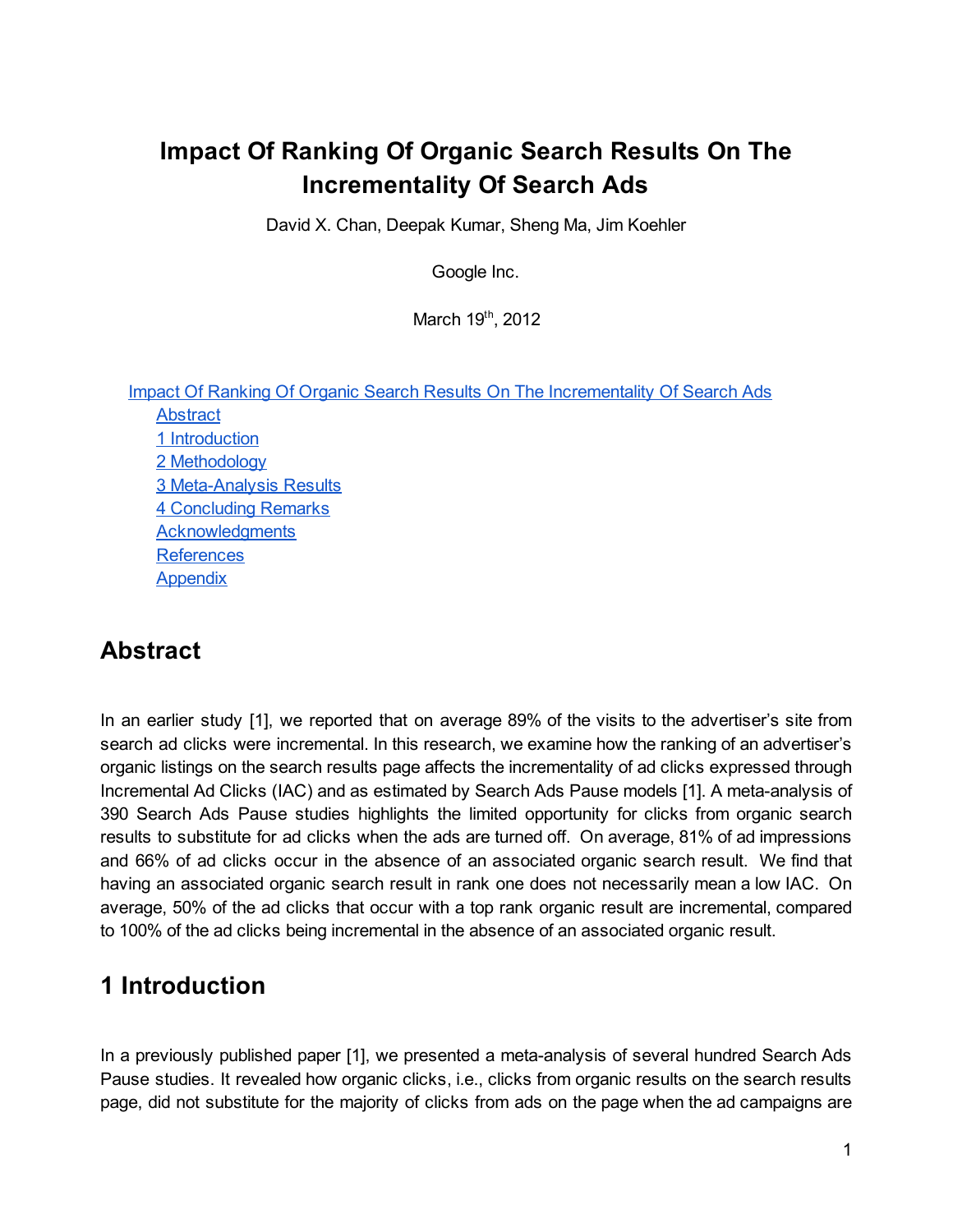# Impact Of Ranking Of Organic Search Results On The Incrementality Of Search Ads

David X. Chan, Deepak Kumar, Sheng Ma, Jim Koehler

Google Inc.

March 19th, 2012

- Impact Of Ranking Of Organic Search Results On The Incrementality Of Search Ads
  - Abstract
  - 1 Introduction
  - 2 Methodology
  - 3 Meta-Analysis Results
  - 4 Concluding Remarks
  - Acknowledgments
  - References
  - Appendix

## Abstract

In an earlier study [1], we reported that on average 89% of the visits to the advertiser's site from search ad clicks were incremental. In this research, we examine how the ranking of an advertiser's organic listings on the search results page affects the incrementality of ad clicks expressed through Incremental Ad Clicks (IAC) and as estimated by Search Ads Pause models [1]. A meta-analysis of 390 Search Ads Pause studies highlights the limited opportunity for clicks from organic search results to substitute for ad clicks when the ads are turned off. On average, 81% of ad impressions and 66% of ad clicks occur in the absence of an associated organic search result. We find that having an associated organic search result in rank one does not necessarily mean a low IAC. On average, 50% of the ad clicks that occur with a top rank organic result are incremental, compared to 100% of the ad clicks being incremental in the absence of an associated organic result.

## 1 Introduction

In a previously published paper [1], we presented a meta-analysis of several hundred Search Ads Pause studies. It revealed how organic clicks, i.e., clicks from organic results on the search results page, did not substitute for the majority of clicks from ads on the page when the ad campaigns are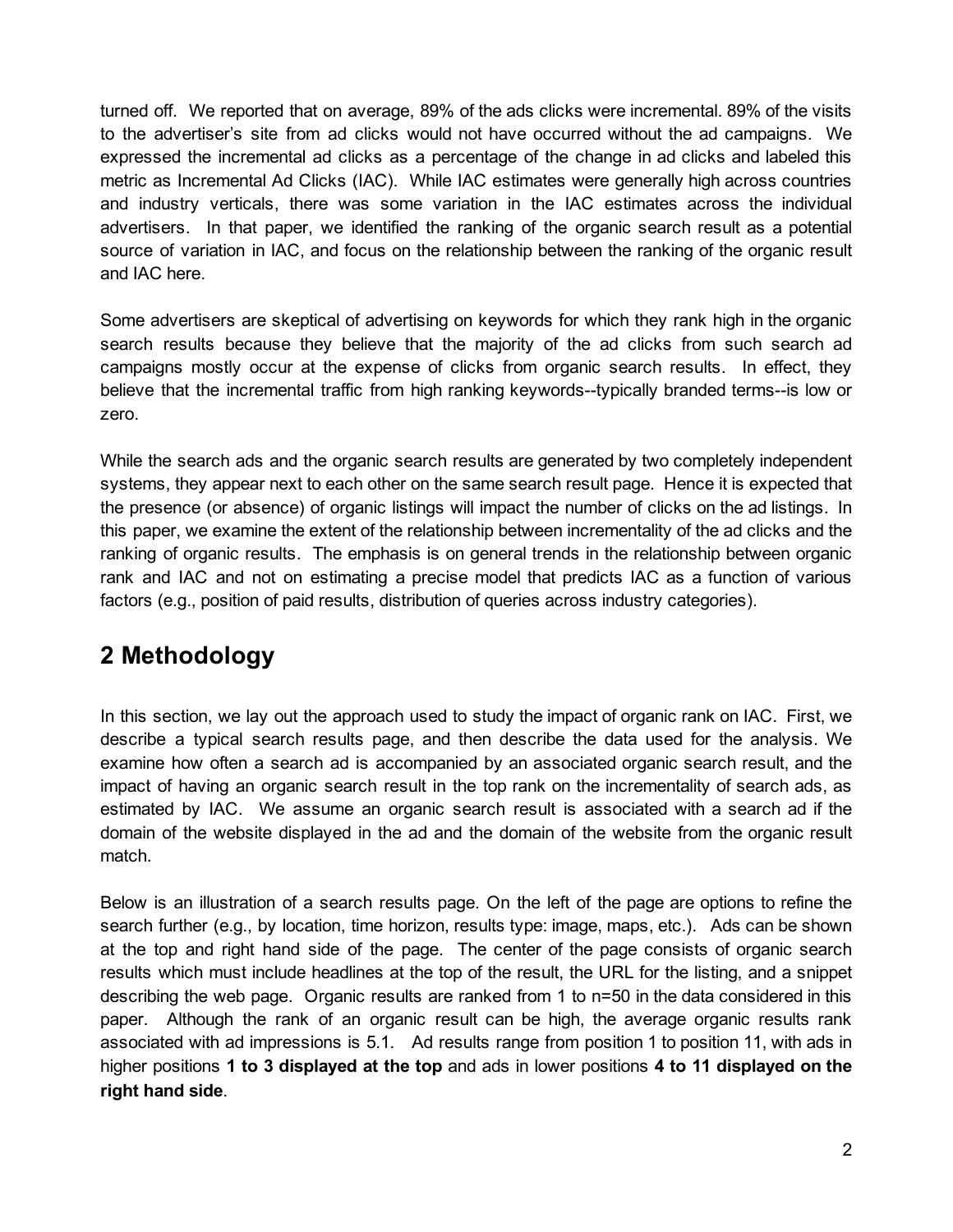turned off. We reported that on average, 89% of the ads clicks were incremental. 89% of the visits to the advertiser's site from ad clicks would not have occurred without the ad campaigns. We expressed the incremental ad clicks as a percentage of the change in ad clicks and labeled this metric as Incremental Ad Clicks (IAC). While IAC estimates were generally high across countries and industry verticals, there was some variation in the IAC estimates across the individual advertisers. In that paper, we identified the ranking of the organic search result as a potential source of variation in IAC, and focus on the relationship between the ranking of the organic result and IAC here.

Some advertisers are skeptical of advertising on keywords for which they rank high in the organic search results because they believe that the majority of the ad clicks from such search ad campaigns mostly occur at the expense of clicks from organic search results. In effect, they believe that the incremental traffic from high ranking keywords--typically branded terms--is low or zero.

While the search ads and the organic search results are generated by two completely independent systems, they appear next to each other on the same search result page. Hence it is expected that the presence (or absence) of organic listings will impact the number of clicks on the ad listings. In this paper, we examine the extent of the relationship between incrementality of the ad clicks and the ranking of organic results. The emphasis is on general trends in the relationship between organic rank and IAC and not on estimating a precise model that predicts IAC as a function of various factors (e.g., position of paid results, distribution of queries across industry categories).

## 2 Methodology

In this section, we lay out the approach used to study the impact of organic rank on IAC. First, we describe a typical search results page, and then describe the data used for the analysis. We examine how often a search ad is accompanied by an associated organic search result, and the impact of having an organic search result in the top rank on the incrementality of search ads, as estimated by IAC. We assume an organic search result is associated with a search ad if the domain of the website displayed in the ad and the domain of the website from the organic result match.

Below is an illustration of a search results page. On the left of the page are options to refine the search further (e.g., by location, time horizon, results type: image, maps, etc.). Ads can be shown at the top and right hand side of the page. The center of the page consists of organic search results which must include headlines at the top of the result, the URL for the listing, and a snippet describing the web page. Organic results are ranked from 1 to n=50 in the data considered in this paper. Although the rank of an organic result can be high, the average organic results rank associated with ad impressions is 5.1. Ad results range from position 1 to position 11, with ads in higher positions **1 to 3 displayed at the top** and ads in lower positions **4 to 11 displayed on the right hand side**.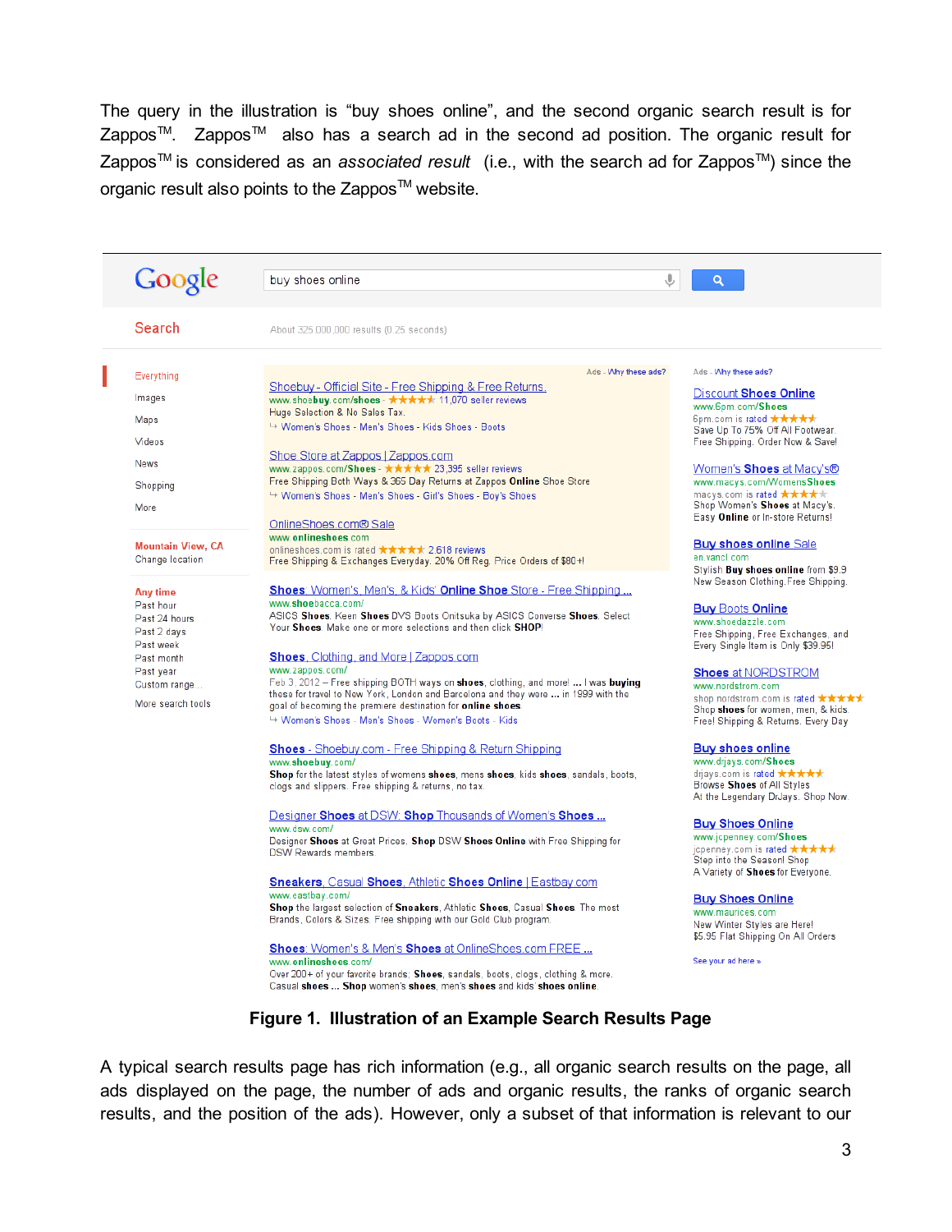The query in the illustration is "buy shoes online", and the second organic search result is for Zappos™. Zappos™ also has a search ad in the second ad position. The organic result for Zappos™ is considered as an *associated result* (i.e., with the search ad for Zappos™) since the organic result also points to the Zappos™ website.

**Figure 1. Illustration of an Example Search Results Page**

A typical search results page has rich information (e.g., all organic search results on the page, all ads displayed on the page, the number of ads and organic results, the ranks of organic search results, and the position of the ads). However, only a subset of that information is relevant to our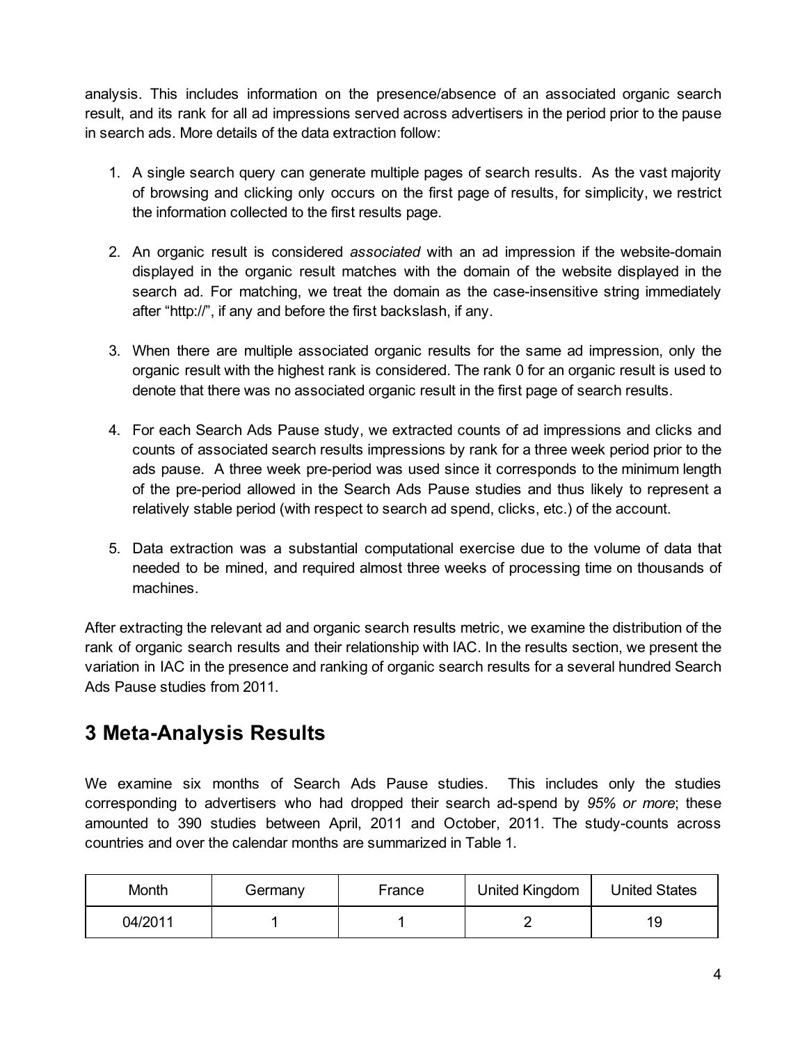analysis. This includes information on the presence/absence of an associated organic search result, and its rank for all ad impressions served across advertisers in the period prior to the pause in search ads. More details of the data extraction follow:

1. A single search query can generate multiple pages of search results. As the vast majority of browsing and clicking only occurs on the first page of results, for simplicity, we restrict the information collected to the first results page.

2. An organic result is considered *associated* with an ad impression if the website-domain displayed in the organic result matches with the domain of the website displayed in the search ad. For matching, we treat the domain as the case-insensitive string immediately after "http://", if any and before the first backslash, if any.

3. When there are multiple associated organic results for the same ad impression, only the organic result with the highest rank is considered. The rank 0 for an organic result is used to denote that there was no associated organic result in the first page of search results.

4. For each Search Ads Pause study, we extracted counts of ad impressions and clicks and counts of associated search results impressions by rank for a three week period prior to the ads pause. A three week pre-period was used since it corresponds to the minimum length of the pre-period allowed in the Search Ads Pause studies and thus likely to represent a relatively stable period (with respect to search ad spend, clicks, etc.) of the account.

5. Data extraction was a substantial computational exercise due to the volume of data that needed to be mined, and required almost three weeks of processing time on thousands of machines.

After extracting the relevant ad and organic search results metric, we examine the distribution of the rank of organic search results and their relationship with IAC. In the results section, we present the variation in IAC in the presence and ranking of organic search results for a several hundred Search Ads Pause studies from 2011.

## 3 Meta-Analysis Results

We examine six months of Search Ads Pause studies. This includes only the studies corresponding to advertisers who had dropped their search ad-spend by *95% or more*; these amounted to 390 studies between April, 2011 and October, 2011. The study-counts across countries and over the calendar months are summarized in Table 1.

| Month | Germany | France | United Kingdom | United States |
|---|---|---|---|---|
| 04/2011 | 1 | 1 | 2 | 19 |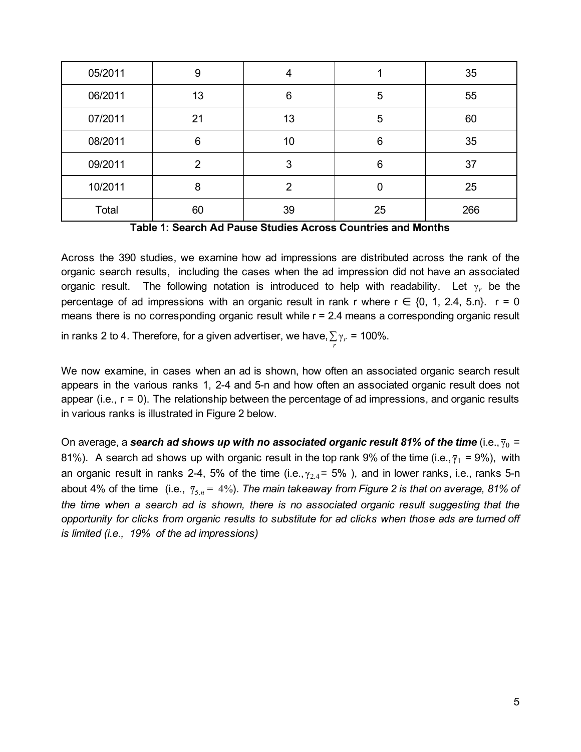| 05/2011 | 9 | 4 | 1 | 35 |
|---|---|---|---|---|
| 06/2011 | 13 | 6 | 5 | 55 |
| 07/2011 | 21 | 13 | 5 | 60 |
| 08/2011 | 6 | 10 | 6 | 35 |
| 09/2011 | 2 | 3 | 6 | 37 |
| 10/2011 | 8 | 2 | 0 | 25 |
| Total | 60 | 39 | 25 | 266 |

**Table 1: Search Ad Pause Studies Across Countries and Months**

Across the 390 studies, we examine how ad impressions are distributed across the rank of the organic search results, including the cases when the ad impression did not have an associated organic result. The following notation is introduced to help with readability. Let $\gamma_r$ be the percentage of ad impressions with an organic result in rank r where r $\in$ {0, 1, 2.4, 5.n}. r = 0 means there is no corresponding organic result while r = 2.4 means a corresponding organic result in ranks 2 to 4. Therefore, for a given advertiser, we have, $\sum_r \gamma_r$ = 100%.

We now examine, in cases when an ad is shown, how often an associated organic search result appears in the various ranks 1, 2-4 and 5-n and how often an associated organic result does not appear (i.e., r = 0). The relationship between the percentage of ad impressions, and organic results in various ranks is illustrated in Figure 2 below.

On average, a ***search ad shows up with no associated organic result 81% of the time*** (i.e., $\bar{\gamma}_0$ = 81%). A search ad shows up with organic result in the top rank 9% of the time (i.e., $\bar{\gamma}_1$ = 9%), with an organic result in ranks 2-4, 5% of the time (i.e., $\bar{\gamma}_{2.4}$ = 5% ), and in lower ranks, i.e., ranks 5-n about 4% of the time (i.e., $\bar{\gamma}_{5.n} = 4\%$). *The main takeaway from Figure 2 is that on average, 81% of the time when a search ad is shown, there is no associated organic result suggesting that the opportunity for clicks from organic results to substitute for ad clicks when those ads are turned off is limited (i.e., 19% of the ad impressions)*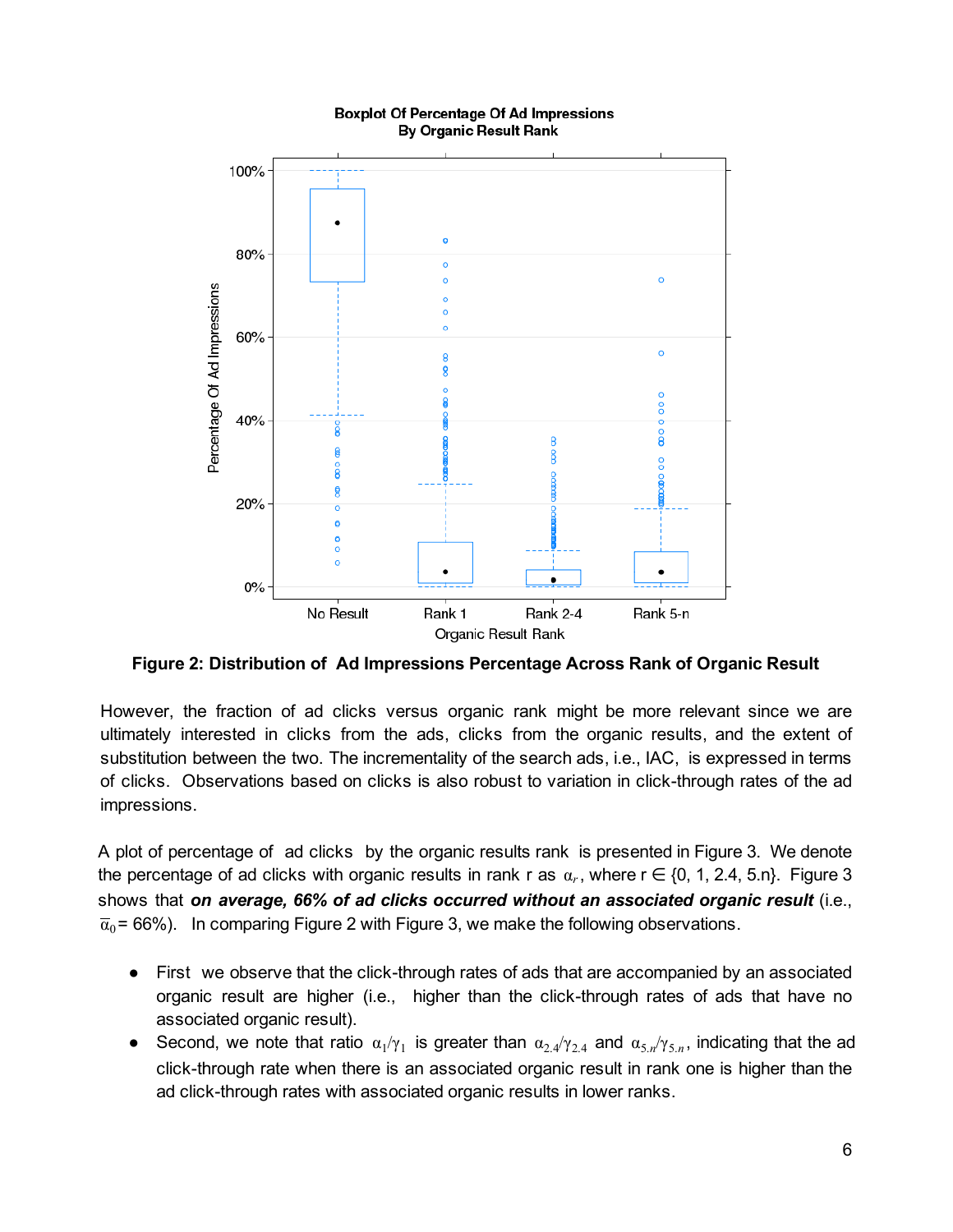**Figure 2: Distribution of Ad Impressions Percentage Across Rank of Organic Result**

However, the fraction of ad clicks versus organic rank might be more relevant since we are ultimately interested in clicks from the ads, clicks from the organic results, and the extent of substitution between the two. The incrementality of the search ads, i.e., IAC, is expressed in terms of clicks. Observations based on clicks is also robust to variation in click-through rates of the ad impressions.

A plot of percentage of ad clicks by the organic results rank is presented in Figure 3. We denote the percentage of ad clicks with organic results in rank r as $\alpha_r$, where r ∈ {0, 1, 2.4, 5.n}. Figure 3 shows that ***on average, 66% of ad clicks occurred without an associated organic result*** (i.e., $\overline{\alpha}_0$ = 66%). In comparing Figure 2 with Figure 3, we make the following observations.

- First we observe that the click-through rates of ads that are accompanied by an associated organic result are higher (i.e., higher than the click-through rates of ads that have no associated organic result).
- Second, we note that ratio $\alpha_1/\gamma_1$ is greater than $\alpha_{2.4}/\gamma_{2.4}$ and $\alpha_{5.n}/\gamma_{5.n}$, indicating that the ad click-through rate when there is an associated organic result in rank one is higher than the ad click-through rates with associated organic results in lower ranks.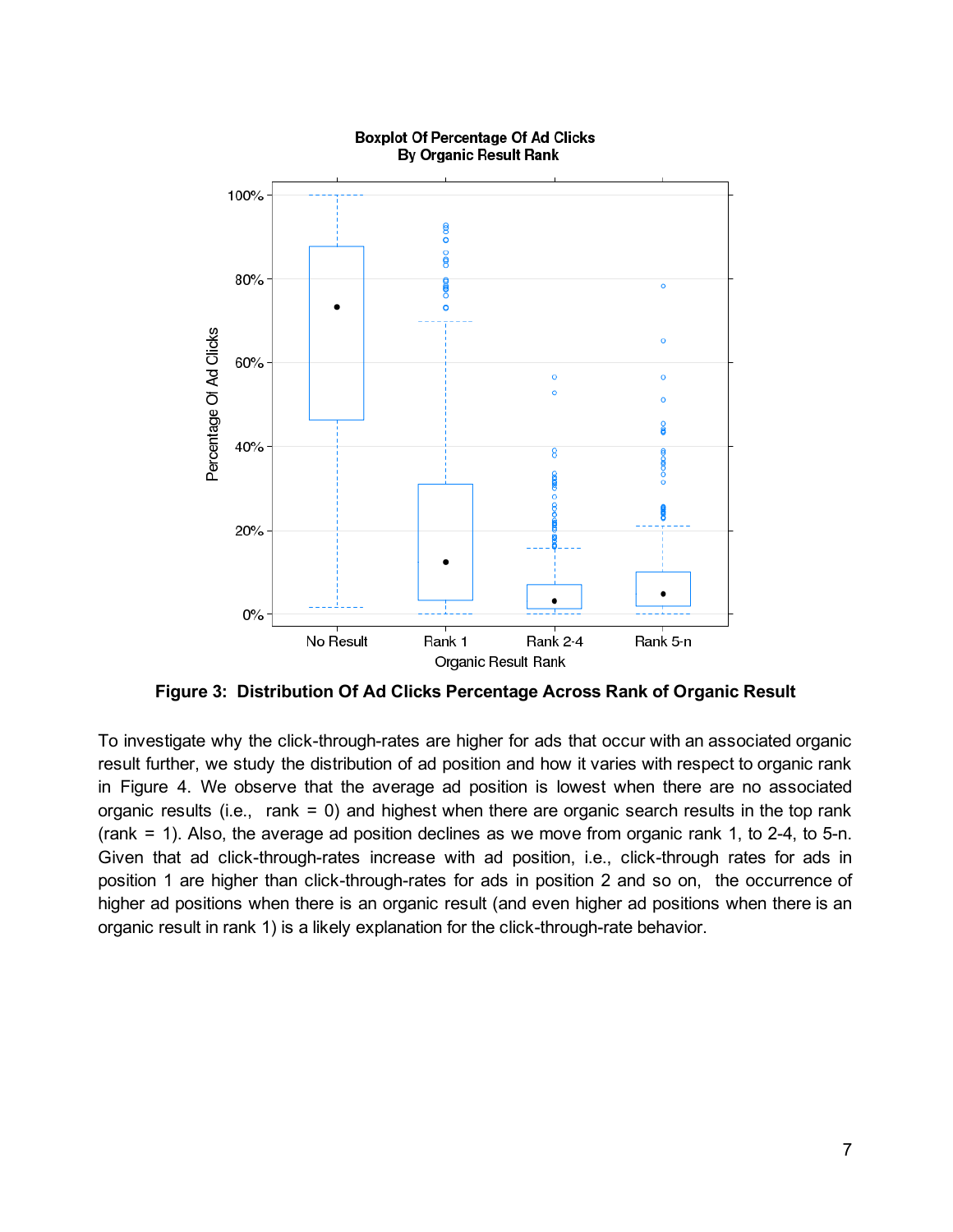**Figure 3: Distribution Of Ad Clicks Percentage Across Rank of Organic Result**

To investigate why the click-through-rates are higher for ads that occur with an associated organic result further, we study the distribution of ad position and how it varies with respect to organic rank in Figure 4. We observe that the average ad position is lowest when there are no associated organic results (i.e., rank = 0) and highest when there are organic search results in the top rank (rank = 1). Also, the average ad position declines as we move from organic rank 1, to 2-4, to 5-n. Given that ad click-through-rates increase with ad position, i.e., click-through rates for ads in position 1 are higher than click-through-rates for ads in position 2 and so on, the occurrence of higher ad positions when there is an organic result (and even higher ad positions when there is an organic result in rank 1) is a likely explanation for the click-through-rate behavior.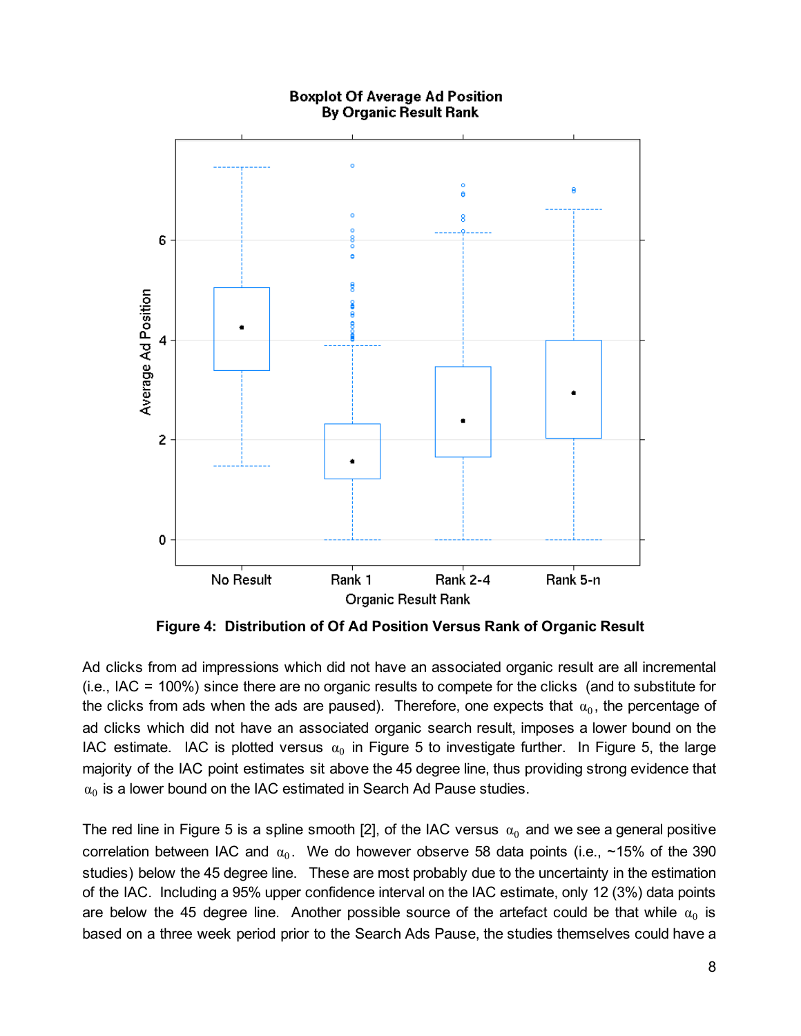**Figure 4: Distribution of Of Ad Position Versus Rank of Organic Result**

Ad clicks from ad impressions which did not have an associated organic result are all incremental (i.e., IAC = 100%) since there are no organic results to compete for the clicks (and to substitute for the clicks from ads when the ads are paused). Therefore, one expects that $\alpha_0$, the percentage of ad clicks which did not have an associated organic search result, imposes a lower bound on the IAC estimate. IAC is plotted versus $\alpha_0$ in Figure 5 to investigate further. In Figure 5, the large majority of the IAC point estimates sit above the 45 degree line, thus providing strong evidence that $\alpha_0$ is a lower bound on the IAC estimated in Search Ad Pause studies.

The red line in Figure 5 is a spline smooth [2], of the IAC versus $\alpha_0$ and we see a general positive correlation between IAC and $\alpha_0$. We do however observe 58 data points (i.e., ~15% of the 390 studies) below the 45 degree line. These are most probably due to the uncertainty in the estimation of the IAC. Including a 95% upper confidence interval on the IAC estimate, only 12 (3%) data points are below the 45 degree line. Another possible source of the artefact could be that while $\alpha_0$ is based on a three week period prior to the Search Ads Pause, the studies themselves could have a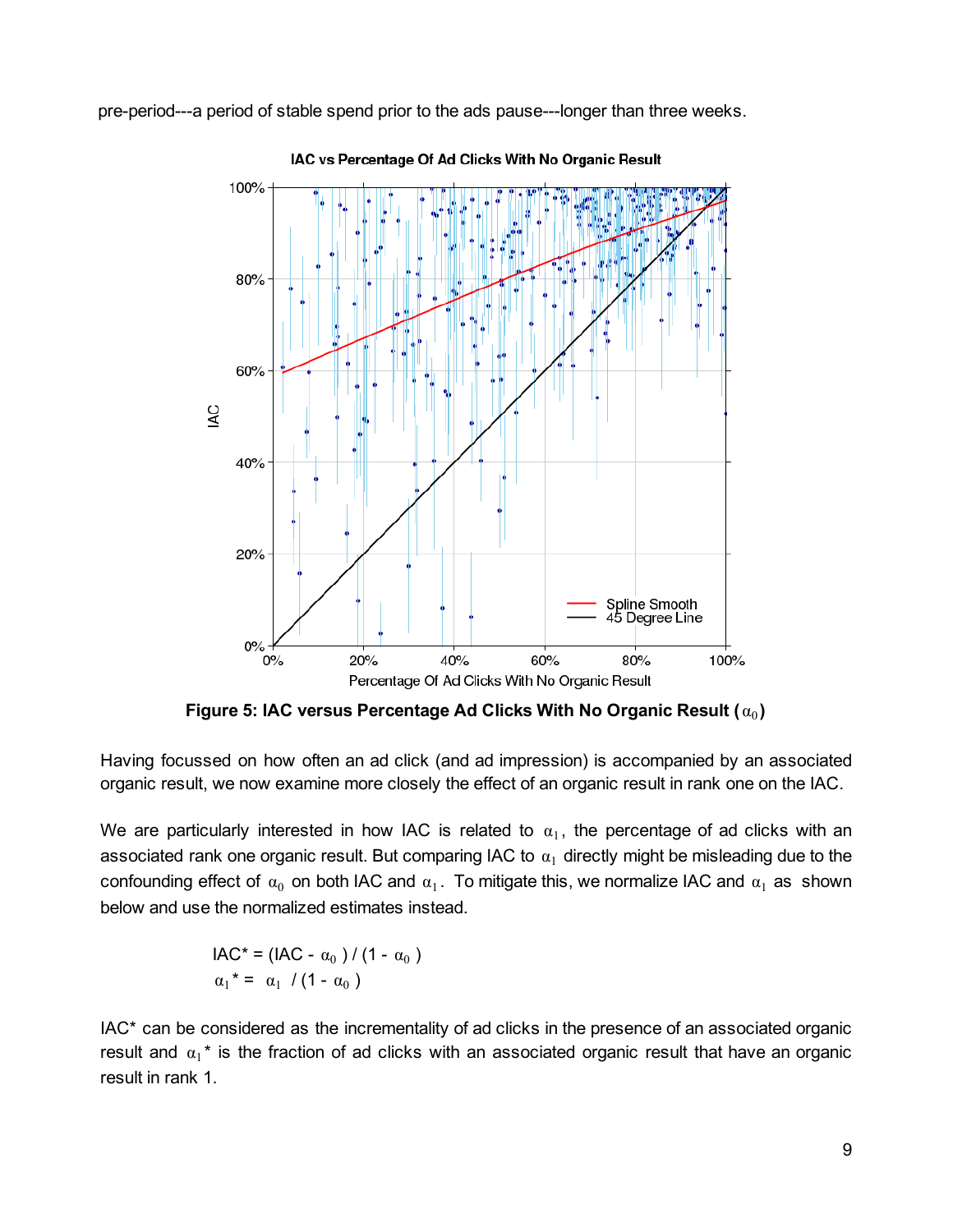pre-period---a period of stable spend prior to the ads pause---longer than three weeks.

**Figure 5: IAC versus Percentage Ad Clicks With No Organic Result ($\alpha_0$)**

Having focussed on how often an ad click (and ad impression) is accompanied by an associated organic result, we now examine more closely the effect of an organic result in rank one on the IAC.

We are particularly interested in how IAC is related to $\alpha_1$, the percentage of ad clicks with an associated rank one organic result. But comparing IAC to $\alpha_1$ directly might be misleading due to the confounding effect of $\alpha_0$ on both IAC and $\alpha_1$. To mitigate this, we normalize IAC and $\alpha_1$ as shown below and use the normalized estimates instead.

$$IAC^* = (IAC - \alpha_0) / (1 - \alpha_0)$$

$$\alpha_1^* = \alpha_1 / (1 - \alpha_0)$$

IAC* can be considered as the incrementality of ad clicks in the presence of an associated organic result and $\alpha_1$* is the fraction of ad clicks with an associated organic result that have an organic result in rank 1.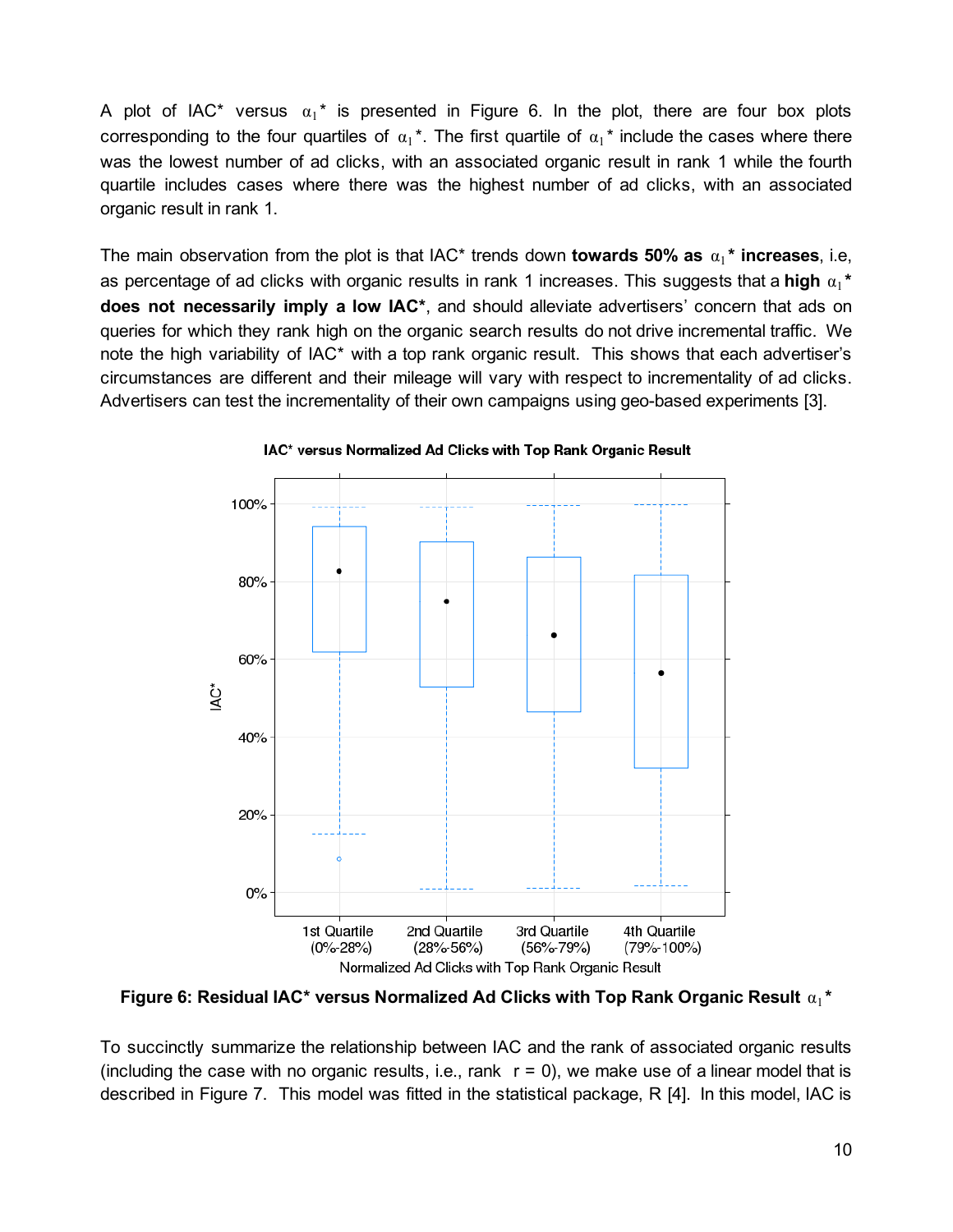A plot of IAC* versus $\alpha_1$* is presented in Figure 6. In the plot, there are four box plots corresponding to the four quartiles of $\alpha_1$*. The first quartile of $\alpha_1$* include the cases where there was the lowest number of ad clicks, with an associated organic result in rank 1 while the fourth quartile includes cases where there was the highest number of ad clicks, with an associated organic result in rank 1.

The main observation from the plot is that IAC* trends down **towards 50% as $\alpha_1$* increases**, i.e, as percentage of ad clicks with organic results in rank 1 increases. This suggests that a **high $\alpha_1$* does not necessarily imply a low IAC***, and should alleviate advertisers' concern that ads on queries for which they rank high on the organic search results do not drive incremental traffic. We note the high variability of IAC* with a top rank organic result. This shows that each advertiser's circumstances are different and their mileage will vary with respect to incrementality of ad clicks. Advertisers can test the incrementality of their own campaigns using geo-based experiments [3].

**Figure 6: Residual IAC* versus Normalized Ad Clicks with Top Rank Organic Result $\alpha_1$***

To succinctly summarize the relationship between IAC and the rank of associated organic results (including the case with no organic results, i.e., rank r = 0), we make use of a linear model that is described in Figure 7. This model was fitted in the statistical package, R [4]. In this model, IAC is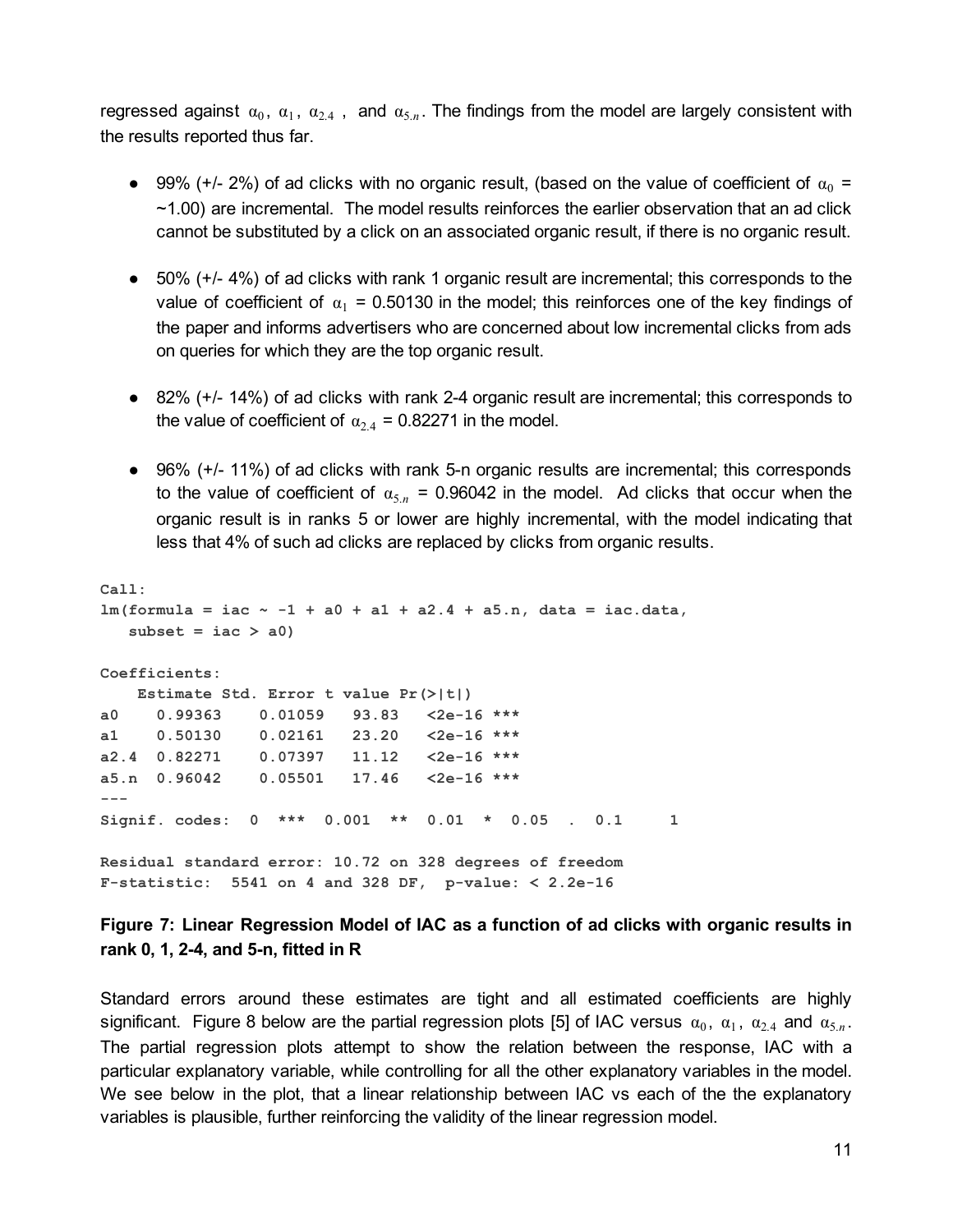regressed against $\alpha_0$, $\alpha_1$, $\alpha_{2.4}$ , and $\alpha_{5.n}$. The findings from the model are largely consistent with the results reported thus far.

- 99% (+/- 2%) of ad clicks with no organic result, (based on the value of coefficient of $\alpha_0$ = ~1.00) are incremental. The model results reinforces the earlier observation that an ad click cannot be substituted by a click on an associated organic result, if there is no organic result.
- 50% (+/- 4%) of ad clicks with rank 1 organic result are incremental; this corresponds to the value of coefficient of $\alpha_1$ = 0.50130 in the model; this reinforces one of the key findings of the paper and informs advertisers who are concerned about low incremental clicks from ads on queries for which they are the top organic result.
- 82% (+/- 14%) of ad clicks with rank 2-4 organic result are incremental; this corresponds to the value of coefficient of $\alpha_{2.4}$ = 0.82271 in the model.
- 96% (+/- 11%) of ad clicks with rank 5-n organic results are incremental; this corresponds to the value of coefficient of $\alpha_{5.n}$ = 0.96042 in the model. Ad clicks that occur when the organic result is in ranks 5 or lower are highly incremental, with the model indicating that less that 4% of such ad clicks are replaced by clicks from organic results.

```
Call:
lm(formula = iac ~ -1 + a0 + a1 + a2.4 + a5.n, data = iac.data,
   subset = iac > a0)

Coefficients:
    Estimate Std. Error t value Pr(>|t|)
a0    0.99363    0.01059   93.83   <2e-16 ***
a1    0.50130    0.02161   23.20   <2e-16 ***
a2.4  0.82271    0.07397   11.12   <2e-16 ***
a5.n  0.96042    0.05501   17.46   <2e-16 ***
---
Signif. codes:  0  ***  0.001  **  0.01  *  0.05  .  0.1     1

Residual standard error: 10.72 on 328 degrees of freedom
F-statistic:  5541 on 4 and 328 DF,  p-value: < 2.2e-16
```

**Figure 7: Linear Regression Model of IAC as a function of ad clicks with organic results in rank 0, 1, 2-4, and 5-n, fitted in R**

Standard errors around these estimates are tight and all estimated coefficients are highly significant. Figure 8 below are the partial regression plots [5] of IAC versus $\alpha_0$, $\alpha_1$, $\alpha_{2.4}$ and $\alpha_{5.n}$. The partial regression plots attempt to show the relation between the response, IAC with a particular explanatory variable, while controlling for all the other explanatory variables in the model. We see below in the plot, that a linear relationship between IAC vs each of the the explanatory variables is plausible, further reinforcing the validity of the linear regression model.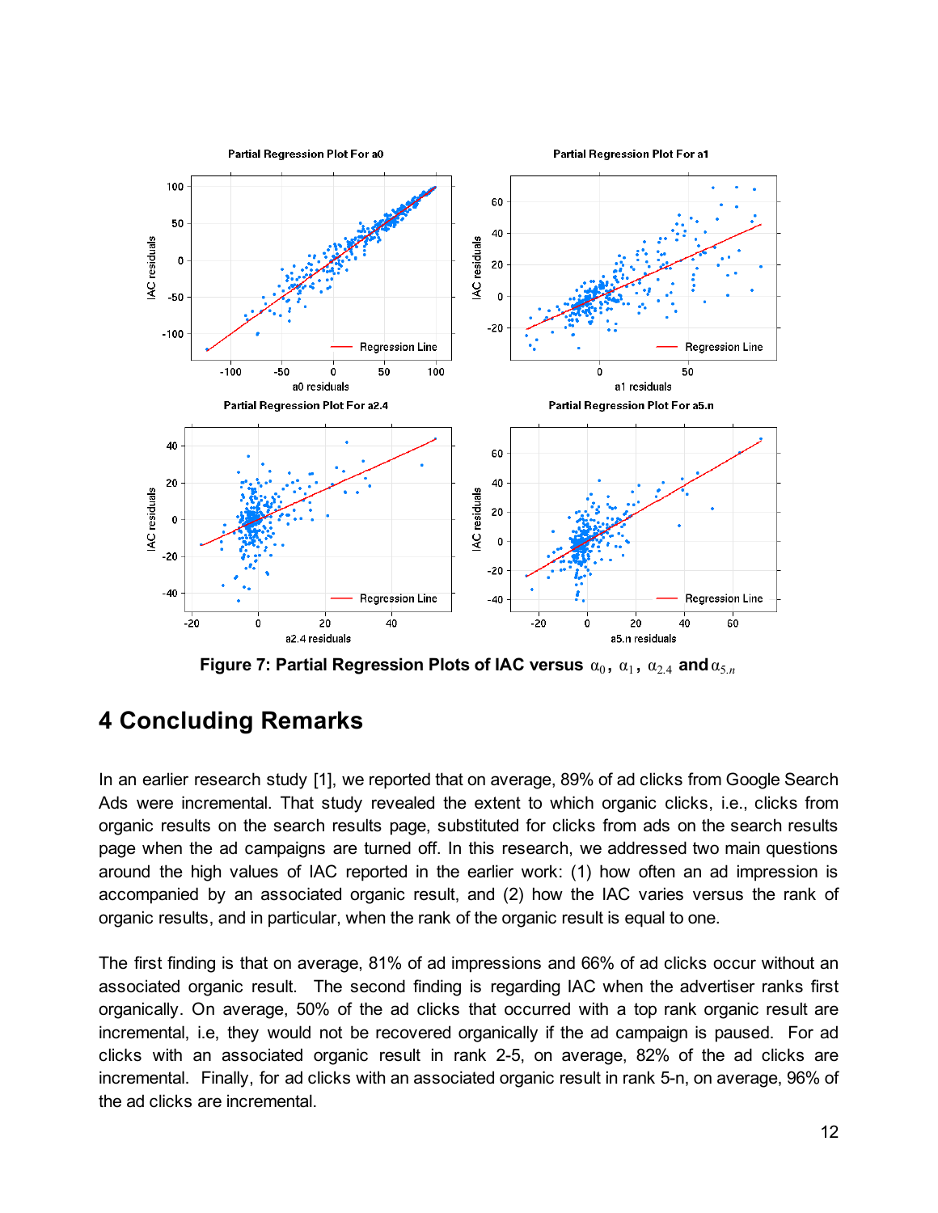Figure 7: Partial Regression Plots of IAC versus $\alpha_0$, $\alpha_1$, $\alpha_{2.4}$ and $\alpha_{5.n}$

# 4 Concluding Remarks

In an earlier research study [1], we reported that on average, 89% of ad clicks from Google Search Ads were incremental. That study revealed the extent to which organic clicks, i.e., clicks from organic results on the search results page, substituted for clicks from ads on the search results page when the ad campaigns are turned off. In this research, we addressed two main questions around the high values of IAC reported in the earlier work: (1) how often an ad impression is accompanied by an associated organic result, and (2) how the IAC varies versus the rank of organic results, and in particular, when the rank of the organic result is equal to one.

The first finding is that on average, 81% of ad impressions and 66% of ad clicks occur without an associated organic result. The second finding is regarding IAC when the advertiser ranks first organically. On average, 50% of the ad clicks that occurred with a top rank organic result are incremental, i.e, they would not be recovered organically if the ad campaign is paused. For ad clicks with an associated organic result in rank 2-5, on average, 82% of the ad clicks are incremental. Finally, for ad clicks with an associated organic result in rank 5-n, on average, 96% of the ad clicks are incremental.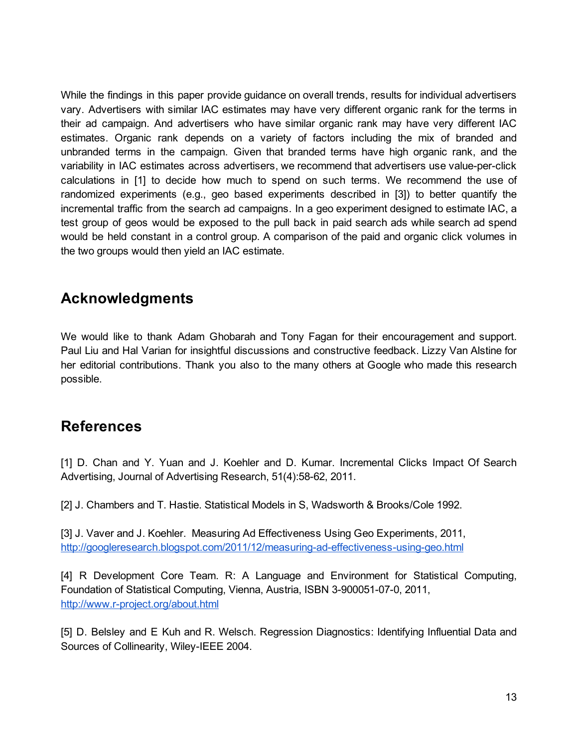While the findings in this paper provide guidance on overall trends, results for individual advertisers vary. Advertisers with similar IAC estimates may have very different organic rank for the terms in their ad campaign. And advertisers who have similar organic rank may have very different IAC estimates. Organic rank depends on a variety of factors including the mix of branded and unbranded terms in the campaign. Given that branded terms have high organic rank, and the variability in IAC estimates across advertisers, we recommend that advertisers use value-per-click calculations in [1] to decide how much to spend on such terms. We recommend the use of randomized experiments (e.g., geo based experiments described in [3]) to better quantify the incremental traffic from the search ad campaigns. In a geo experiment designed to estimate IAC, a test group of geos would be exposed to the pull back in paid search ads while search ad spend would be held constant in a control group. A comparison of the paid and organic click volumes in the two groups would then yield an IAC estimate.

## Acknowledgments

We would like to thank Adam Ghobarah and Tony Fagan for their encouragement and support. Paul Liu and Hal Varian for insightful discussions and constructive feedback. Lizzy Van Alstine for her editorial contributions. Thank you also to the many others at Google who made this research possible.

## References

[1] D. Chan and Y. Yuan and J. Koehler and D. Kumar. Incremental Clicks Impact Of Search Advertising, Journal of Advertising Research, 51(4):58-62, 2011.

[2] J. Chambers and T. Hastie. Statistical Models in S, Wadsworth & Brooks/Cole 1992.

[3] J. Vaver and J. Koehler. Measuring Ad Effectiveness Using Geo Experiments, 2011, http://googleresearch.blogspot.com/2011/12/measuring-ad-effectiveness-using-geo.html

[4] R Development Core Team. R: A Language and Environment for Statistical Computing, Foundation of Statistical Computing, Vienna, Austria, ISBN 3-900051-07-0, 2011, http://www.r-project.org/about.html

[5] D. Belsley and E Kuh and R. Welsch. Regression Diagnostics: Identifying Influential Data and Sources of Collinearity, Wiley-IEEE 2004.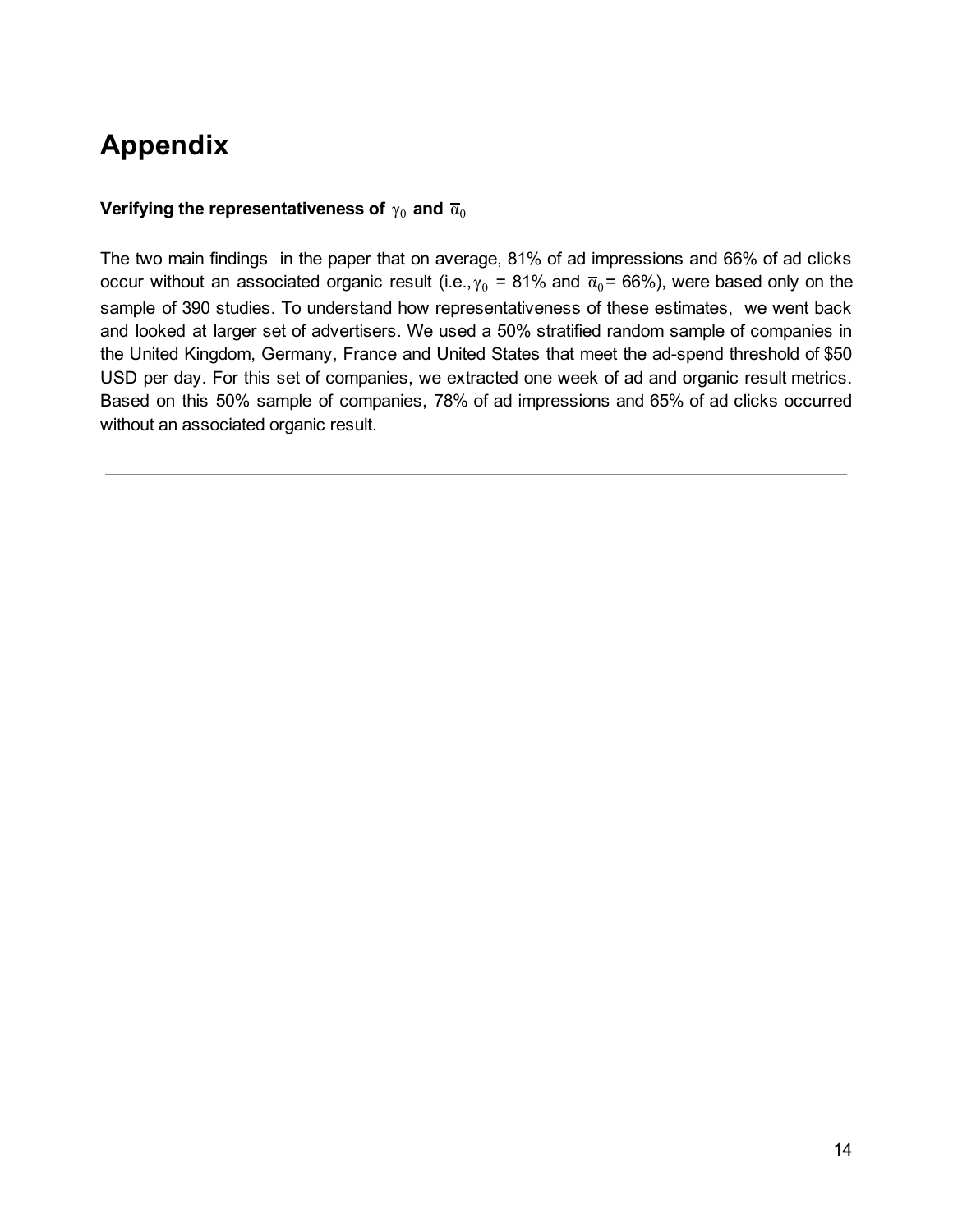# Appendix

**Verifying the representativeness of $\bar{\gamma}_0$ and $\bar{\alpha}_0$**

The two main findings in the paper that on average, 81% of ad impressions and 66% of ad clicks occur without an associated organic result (i.e., $\bar{\gamma}_0$ = 81% and $\bar{\alpha}_0$ = 66%), were based only on the sample of 390 studies. To understand how representativeness of these estimates, we went back and looked at larger set of advertisers. We used a 50% stratified random sample of companies in the United Kingdom, Germany, France and United States that meet the ad-spend threshold of $50 USD per day. For this set of companies, we extracted one week of ad and organic result metrics. Based on this 50% sample of companies, 78% of ad impressions and 65% of ad clicks occurred without an associated organic result.

---